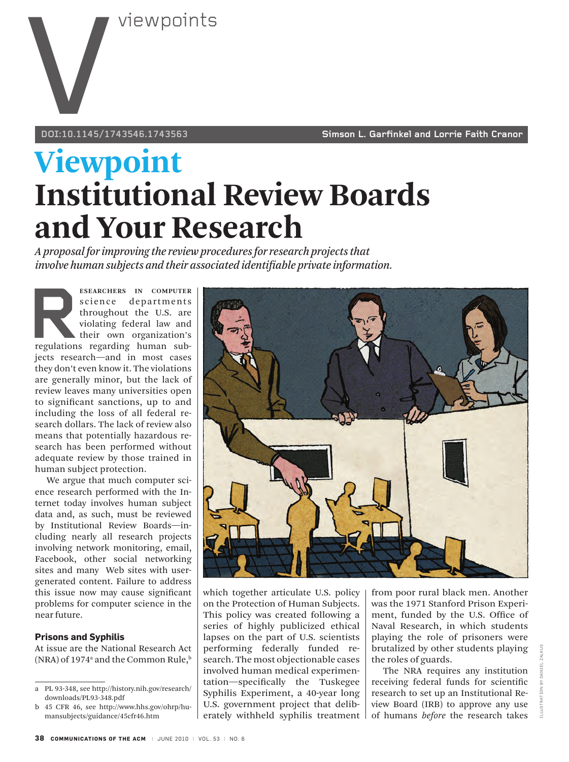viewpoints

DOI:10.1145/1743546.1743563

Simson L. Garfinkel and Lorrie Faith Cranor

# Viewpoint
# Institutional Review Boards and Your Research

*A proposal for improving the review procedures for research projects that involve human subjects and their associated identifiable private information.*

Researchers in computer science departments throughout the U.S. are violating federal law and their own organization's regulations regarding human subjects research—and in most cases they don't even know it. The violations are generally minor, but the lack of review leaves many universities open to significant sanctions, up to and including the loss of all federal research dollars. The lack of review also means that potentially hazardous research has been performed without adequate review by those trained in human subject protection.

We argue that much computer science research performed with the Internet today involves human subject data and, as such, must be reviewed by Institutional Review Boards—including nearly all research projects involving network monitoring, email, Facebook, other social networking sites and many Web sites with user-generated content. Failure to address this issue now may cause significant problems for computer science in the near future.

### Prisons and Syphilis

At issue are the National Research Act (NRA) of 1974[a] and the Common Rule,[b] which together articulate U.S. policy on the Protection of Human Subjects. This policy was created following a series of highly publicized ethical lapses on the part of U.S. scientists performing federally funded research. The most objectionable cases involved human medical experimentation—specifically the Tuskegee Syphilis Experiment, a 40-year long U.S. government project that deliberately withheld syphilis treatment from poor rural black men. Another was the 1971 Stanford Prison Experiment, funded by the U.S. Office of Naval Research, in which students playing the role of prisoners were brutalized by other students playing the roles of guards.

The NRA requires any institution receiving federal funds for scientific research to set up an Institutional Review Board (IRB) to approve any use of humans *before* the research takes

a PL 93-348, see http://history.nih.gov/research/downloads/PL93-348.pdf

b 45 CFR 46, see http://www.hhs.gov/ohrp/humansubjects/guidance/45cfr46.htm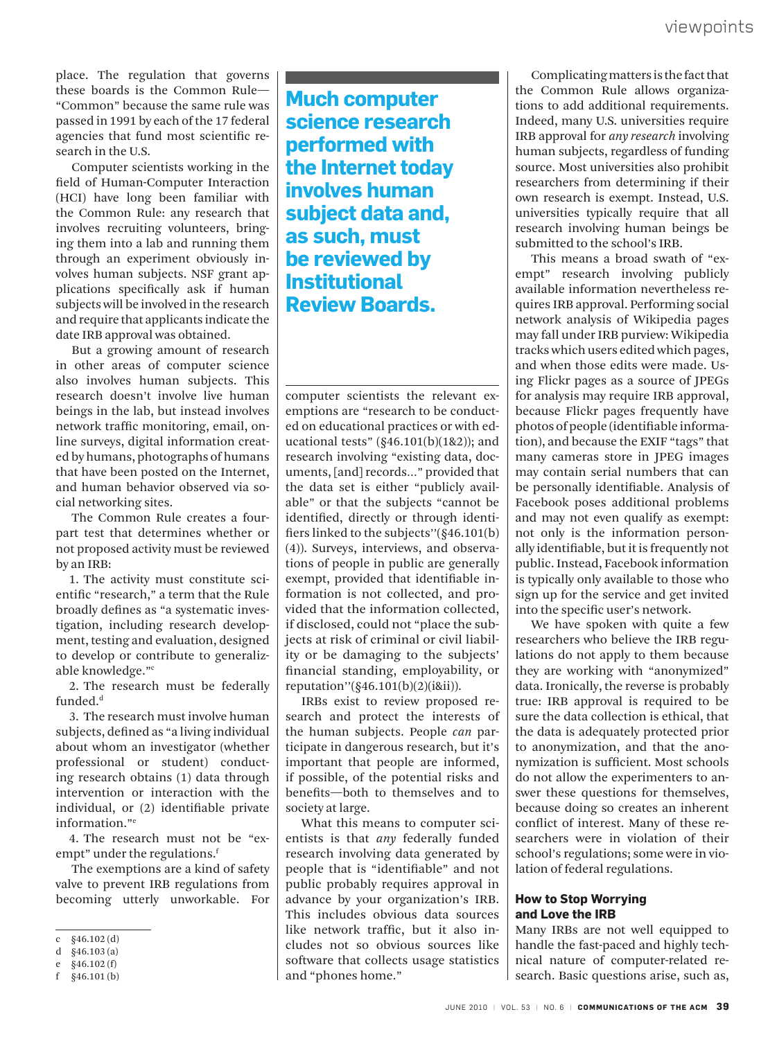place. The regulation that governs these boards is the Common Rule—"Common" because the same rule was passed in 1991 by each of the 17 federal agencies that fund most scientific research in the U.S.

Computer scientists working in the field of Human-Computer Interaction (HCI) have long been familiar with the Common Rule: any research that involves recruiting volunteers, bringing them into a lab and running them through an experiment obviously involves human subjects. NSF grant applications specifically ask if human subjects will be involved in the research and require that applicants indicate the date IRB approval was obtained.

But a growing amount of research in other areas of computer science also involves human subjects. This research doesn't involve live human beings in the lab, but instead involves network traffic monitoring, email, online surveys, digital information created by humans, photographs of humans that have been posted on the Internet, and human behavior observed via social networking sites.

The Common Rule creates a four-part test that determines whether or not proposed activity must be reviewed by an IRB:

1. The activity must constitute scientific "research," a term that the Rule broadly defines as "a systematic investigation, including research development, testing and evaluation, designed to develop or contribute to generalizable knowledge."[c]

2. The research must be federally funded.[d]

3. The research must involve human subjects, defined as "a living individual about whom an investigator (whether professional or student) conducting research obtains (1) data through intervention or interaction with the individual, or (2) identifiable private information."[e]

4. The research must not be "exempt" under the regulations.[f]

The exemptions are a kind of safety valve to prevent IRB regulations from becoming utterly unworkable. For computer scientists the relevant exemptions are "research to be conducted on educational practices or with educational tests" (§46.101(b)(1&2)); and research involving "existing data, documents, [and] records…" provided that the data set is either "publicly available" or that the subjects "cannot be identified, directly or through identifiers linked to the subjects''(§46.101(b)(4)). Surveys, interviews, and observations of people in public are generally exempt, provided that identifiable information is not collected, and provided that the information collected, if disclosed, could not "place the subjects at risk of criminal or civil liability or be damaging to the subjects' financial standing, employability, or reputation''(§46.101(b)(2)(i&ii)).

IRBs exist to review proposed research and protect the interests of the human subjects. People *can* participate in dangerous research, but it's important that people are informed, if possible, of the potential risks and benefits—both to themselves and to society at large.

What this means to computer scientists is that *any* federally funded research involving data generated by people that is "identifiable" and not public probably requires approval in advance by your organization's IRB. This includes obvious data sources like network traffic, but it also includes not so obvious sources like software that collects usage statistics and "phones home."

**Much computer science research performed with the Internet today involves human subject data and, as such, must be reviewed by Institutional Review Boards.**

Complicating matters is the fact that the Common Rule allows organizations to add additional requirements. Indeed, many U.S. universities require IRB approval for *any research* involving human subjects, regardless of funding source. Most universities also prohibit researchers from determining if their own research is exempt. Instead, U.S. universities typically require that all research involving human beings be submitted to the school's IRB.

This means a broad swath of "exempt" research involving publicly available information nevertheless requires IRB approval. Performing social network analysis of Wikipedia pages may fall under IRB purview: Wikipedia tracks which users edited which pages, and when those edits were made. Using Flickr pages as a source of JPEGs for analysis may require IRB approval, because Flickr pages frequently have photos of people (identifiable information), and because the EXIF "tags" that many cameras store in JPEG images may contain serial numbers that can be personally identifiable. Analysis of Facebook poses additional problems and may not even qualify as exempt: not only is the information personally identifiable, but it is frequently not public. Instead, Facebook information is typically only available to those who sign up for the service and get invited into the specific user's network.

We have spoken with quite a few researchers who believe the IRB regulations do not apply to them because they are working with "anonymized" data. Ironically, the reverse is probably true: IRB approval is required to be sure the data collection is ethical, that the data is adequately protected prior to anonymization, and that the anonymization is sufficient. Most schools do not allow the experimenters to answer these questions for themselves, because doing so creates an inherent conflict of interest. Many of these researchers were in violation of their school's regulations; some were in violation of federal regulations.

## How to Stop Worrying and Love the IRB

Many IRBs are not well equipped to handle the fast-paced and highly technical nature of computer-related research. Basic questions arise, such as,

---

c §46.102 (d)
d §46.103 (a)
e §46.102 (f)
f §46.101 (b)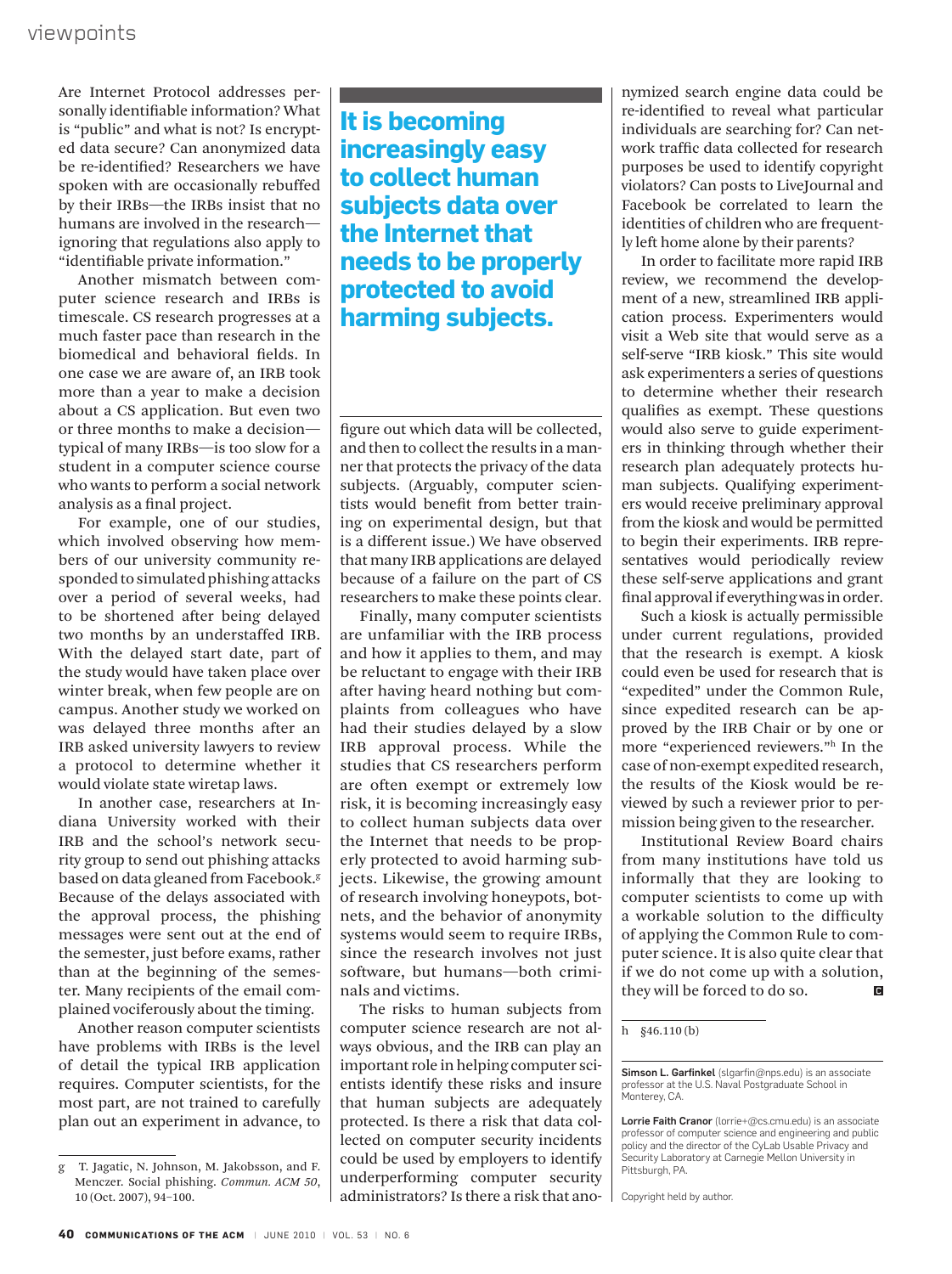Are Internet Protocol addresses personally identifiable information? What is "public" and what is not? Is encrypted data secure? Can anonymized data be re-identified? Researchers we have spoken with are occasionally rebuffed by their IRBs—the IRBs insist that no humans are involved in the research—ignoring that regulations also apply to "identifiable private information."

Another mismatch between computer science research and IRBs is timescale. CS research progresses at a much faster pace than research in the biomedical and behavioral fields. In one case we are aware of, an IRB took more than a year to make a decision about a CS application. But even two or three months to make a decision—typical of many IRBs—is too slow for a student in a computer science course who wants to perform a social network analysis as a final project.

For example, one of our studies, which involved observing how members of our university community responded to simulated phishing attacks over a period of several weeks, had to be shortened after being delayed two months by an understaffed IRB. With the delayed start date, part of the study would have taken place over winter break, when few people are on campus. Another study we worked on was delayed three months after an IRB asked university lawyers to review a protocol to determine whether it would violate state wiretap laws.

In another case, researchers at Indiana University worked with their IRB and the school's network security group to send out phishing attacks based on data gleaned from Facebook.[g] Because of the delays associated with the approval process, the phishing messages were sent out at the end of the semester, just before exams, rather than at the beginning of the semester. Many recipients of the email complained vociferously about the timing.

Another reason computer scientists have problems with IRBs is the level of detail the typical IRB application requires. Computer scientists, for the most part, are not trained to carefully plan out an experiment in advance, to figure out which data will be collected, and then to collect the results in a manner that protects the privacy of the data subjects. (Arguably, computer scientists would benefit from better training on experimental design, but that is a different issue.) We have observed that many IRB applications are delayed because of a failure on the part of CS researchers to make these points clear.

**It is becoming increasingly easy to collect human subjects data over the Internet that needs to be properly protected to avoid harming subjects.**

Finally, many computer scientists are unfamiliar with the IRB process and how it applies to them, and may be reluctant to engage with their IRB after having heard nothing but complaints from colleagues who have had their studies delayed by a slow IRB approval process. While the studies that CS researchers perform are often exempt or extremely low risk, it is becoming increasingly easy to collect human subjects data over the Internet that needs to be properly protected to avoid harming subjects. Likewise, the growing amount of research involving honeypots, botnets, and the behavior of anonymity systems would seem to require IRBs, since the research involves not just software, but humans—both criminals and victims.

The risks to human subjects from computer science research are not always obvious, and the IRB can play an important role in helping computer scientists identify these risks and insure that human subjects are adequately protected. Is there a risk that data collected on computer security incidents could be used by employers to identify underperforming computer security administrators? Is there a risk that anonymized search engine data could be re-identified to reveal what particular individuals are searching for? Can network traffic data collected for research purposes be used to identify copyright violators? Can posts to LiveJournal and Facebook be correlated to learn the identities of children who are frequently left home alone by their parents?

In order to facilitate more rapid IRB review, we recommend the development of a new, streamlined IRB application process. Experimenters would visit a Web site that would serve as a self-serve "IRB kiosk." This site would ask experimenters a series of questions to determine whether their research qualifies as exempt. These questions would also serve to guide experimenters in thinking through whether their research plan adequately protects human subjects. Qualifying experimenters would receive preliminary approval from the kiosk and would be permitted to begin their experiments. IRB representatives would periodically review these self-serve applications and grant final approval if everything was in order.

Such a kiosk is actually permissible under current regulations, provided that the research is exempt. A kiosk could even be used for research that is "expedited" under the Common Rule, since expedited research can be approved by the IRB Chair or by one or more "experienced reviewers."[h] In the case of non-exempt expedited research, the results of the Kiosk would be reviewed by such a reviewer prior to permission being given to the researcher.

Institutional Review Board chairs from many institutions have told us informally that they are looking to computer scientists to come up with a workable solution to the difficulty of applying the Common Rule to computer science. It is also quite clear that if we do not come up with a solution, they will be forced to do so.

g T. Jagatic, N. Johnson, M. Jakobsson, and F. Menczer. Social phishing. *Commun. ACM 50*, 10 (Oct. 2007), 94–100.

h §46.110 (b)

**Simson L. Garfinkel** (slgarfin@nps.edu) is an associate professor at the U.S. Naval Postgraduate School in Monterey, CA.

**Lorrie Faith Cranor** (lorrie+@cs.cmu.edu) is an associate professor of computer science and engineering and public policy and the director of the CyLab Usable Privacy and Security Laboratory at Carnegie Mellon University in Pittsburgh, PA.

Copyright held by author.